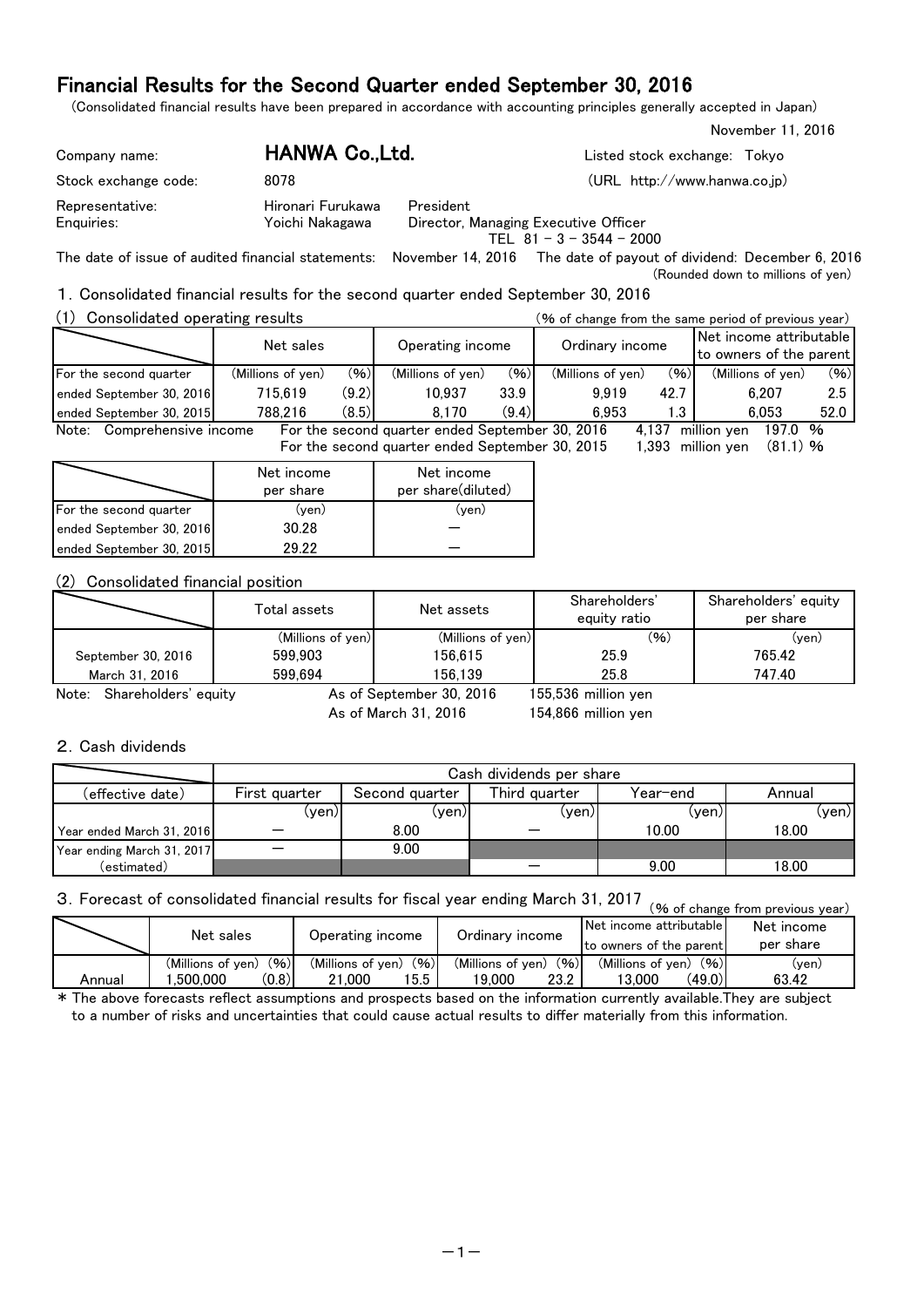# Financial Results for the Second Quarter ended September 30, 2016

(Consolidated financial results have been prepared in accordance with accounting principles generally accepted in Japan)

November 11, 2016

| | | |
|---|---|---|
| Company name: | **HANWA Co.,Ltd.** | Listed stock exchange: Tokyo |
| Stock exchange code: | 8078 | (URL http://www.hanwa.co.jp) |
| Representative: | Hironari Furukawa | President |
| Enquiries: | Yoichi Nakagawa | Director, Managing Executive Officer<br>TEL 81 - 3 - 3544 - 2000 |

The date of issue of audited financial statements: November 14, 2016 The date of payout of dividend: December 6, 2016

(Rounded down to millions of yen)

## 1. Consolidated financial results for the second quarter ended September 30, 2016

### (1) Consolidated operating results

(% of change from the same period of previous year)

| | Net sales | | Operating income | | Ordinary income | | Net income attributable to owners of the parent | |
|---|---|---|---|---|---|---|---|---|
| For the second quarter | (Millions of yen) | (%) | (Millions of yen) | (%) | (Millions of yen) | (%) | (Millions of yen) | (%) |
| ended September 30, 2016 | 715,619 | (9.2) | 10,937 | 33.9 | 9,919 | 42.7 | 6,207 | 2.5 |
| ended September 30, 2015 | 788,216 | (8.5) | 8,170 | (9.4) | 6,953 | 1.3 | 6,053 | 52.0 |

Note: Comprehensive income For the second quarter ended September 30, 2016 4,137 million yen 197.0 %
For the second quarter ended September 30, 2015 1,393 million yen (81.1) %

| | Net income per share | Net income per share(diluted) |
|---|---|---|
| For the second quarter | (yen) | (yen) |
| ended September 30, 2016 | 30.28 | ― |
| ended September 30, 2015 | 29.22 | ― |

### (2) Consolidated financial position

| | Total assets | Net assets | Shareholders' equity ratio | Shareholders' equity per share |
|---|---|---|---|---|
| | (Millions of yen) | (Millions of yen) | (%) | (yen) |
| September 30, 2016 | 599,903 | 156,615 | 25.9 | 765.42 |
| March 31, 2016 | 599,694 | 156,139 | 25.8 | 747.40 |

Note: Shareholders' equity As of September 30, 2016 155,536 million yen
As of March 31, 2016 154,866 million yen

## 2. Cash dividends

| | Cash dividends per share | | | | |
|---|---|---|---|---|---|
| (effective date) | First quarter | Second quarter | Third quarter | Year-end | Annual |
| | (yen) | (yen) | (yen) | (yen) | (yen) |
| Year ended March 31, 2016 | ― | 8.00 | ― | 10.00 | 18.00 |
| Year ending March 31, 2017 | ― | 9.00 | | | |
| (estimated) | | | ― | 9.00 | 18.00 |

## 3. Forecast of consolidated financial results for fiscal year ending March 31, 2017

(% of change from previous year)

| | Net sales | | Operating income | | Ordinary income | | Net income attributable to owners of the parent | | Net income per share |
|---|---|---|---|---|---|---|---|---|---|
| | (Millions of yen) | (%) | (Millions of yen) | (%) | (Millions of yen) | (%) | (Millions of yen) | (%) | (yen) |
| Annual | 1,500,000 | (0.8) | 21,000 | 15.5 | 19,000 | 23.2 | 13,000 | (49.0) | 63.42 |

* The above forecasts reflect assumptions and prospects based on the information currently available.They are subject to a number of risks and uncertainties that could cause actual results to differ materially from this information.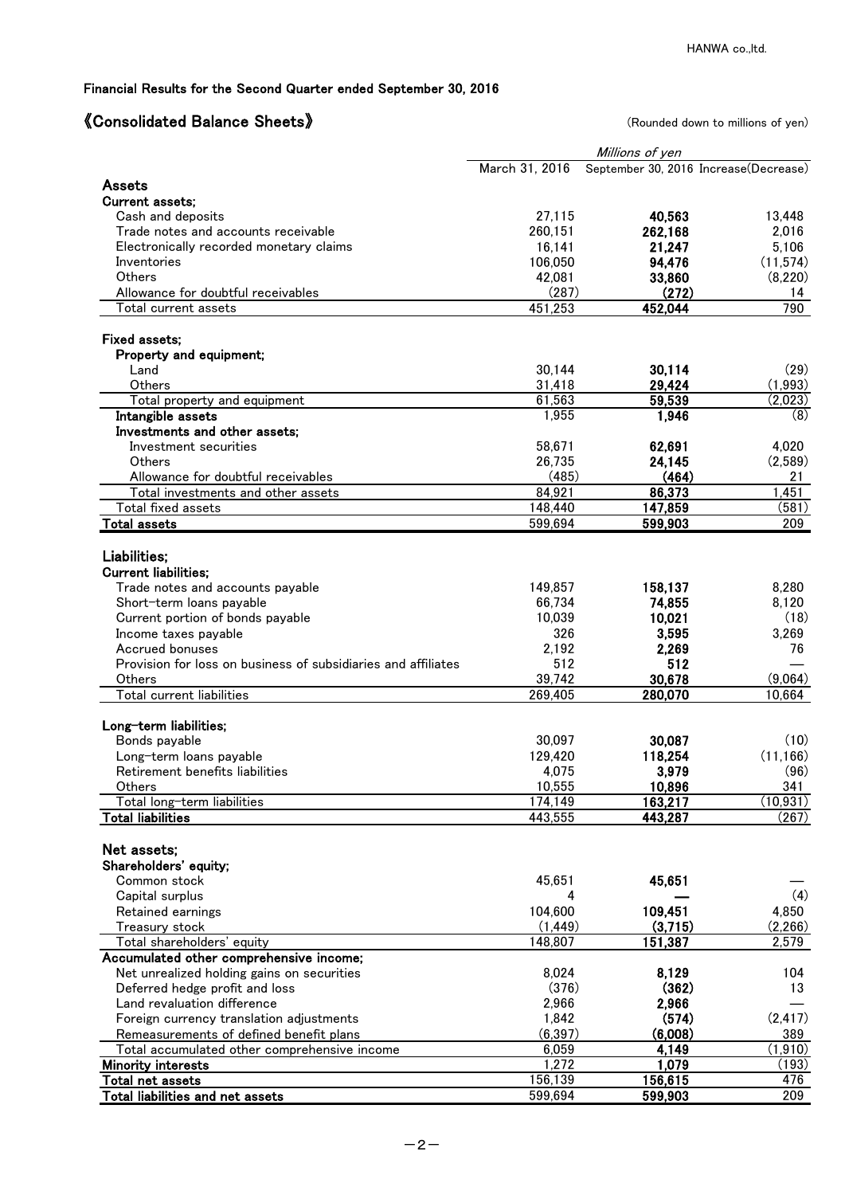Financial Results for the Second Quarter ended September 30, 2016

## 《Consolidated Balance Sheets》

(Rounded down to millions of yen)

| | Millions of yen | | |
|---|---|---|---|
| | March 31, 2016 | September 30, 2016 | Increase(Decrease) |
| **Assets** | | | |
| **Current assets;** | | | |
| Cash and deposits | 27,115 | **40,563** | 13,448 |
| Trade notes and accounts receivable | 260,151 | **262,168** | 2,016 |
| Electronically recorded monetary claims | 16,141 | **21,247** | 5,106 |
| Inventories | 106,050 | **94,476** | (11,574) |
| Others | 42,081 | **33,860** | (8,220) |
| Allowance for doubtful receivables | (287) | **(272)** | 14 |
| Total current assets | 451,253 | **452,044** | 790 |
| **Fixed assets;** | | | |
| **Property and equipment;** | | | |
| Land | 30,144 | **30,114** | (29) |
| Others | 31,418 | **29,424** | (1,993) |
| Total property and equipment | 61,563 | **59,539** | (2,023) |
| **Intangible assets** | 1,955 | **1,946** | (8) |
| **Investments and other assets;** | | | |
| Investment securities | 58,671 | **62,691** | 4,020 |
| Others | 26,735 | **24,145** | (2,589) |
| Allowance for doubtful receivables | (485) | **(464)** | 21 |
| Total investments and other assets | 84,921 | **86,373** | 1,451 |
| Total fixed assets | 148,440 | **147,859** | (581) |
| **Total assets** | 599,694 | **599,903** | 209 |
| **Liabilities;** | | | |
| **Current liabilities;** | | | |
| Trade notes and accounts payable | 149,857 | **158,137** | 8,280 |
| Short-term loans payable | 66,734 | **74,855** | 8,120 |
| Current portion of bonds payable | 10,039 | **10,021** | (18) |
| Income taxes payable | 326 | **3,595** | 3,269 |
| Accrued bonuses | 2,192 | **2,269** | 76 |
| Provision for loss on business of subsidiaries and affiliates | 512 | **512** | — |
| Others | 39,742 | **30,678** | (9,064) |
| Total current liabilities | 269,405 | **280,070** | 10,664 |
| **Long-term liabilities;** | | | |
| Bonds payable | 30,097 | **30,087** | (10) |
| Long-term loans payable | 129,420 | **118,254** | (11,166) |
| Retirement benefits liabilities | 4,075 | **3,979** | (96) |
| Others | 10,555 | **10,896** | 341 |
| Total long-term liabilities | 174,149 | **163,217** | (10,931) |
| **Total liabilities** | 443,555 | **443,287** | (267) |
| **Net assets;** | | | |
| **Shareholders' equity;** | | | |
| Common stock | 45,651 | **45,651** | — |
| Capital surplus | 4 | **—** | (4) |
| Retained earnings | 104,600 | **109,451** | 4,850 |
| Treasury stock | (1,449) | **(3,715)** | (2,266) |
| Total shareholders' equity | 148,807 | **151,387** | 2,579 |
| **Accumulated other comprehensive income;** | | | |
| Net unrealized holding gains on securities | 8,024 | **8,129** | 104 |
| Deferred hedge profit and loss | (376) | **(362)** | 13 |
| Land revaluation difference | 2,966 | **2,966** | — |
| Foreign currency translation adjustments | 1,842 | **(574)** | (2,417) |
| Remeasurements of defined benefit plans | (6,397) | **(6,008)** | 389 |
| Total accumulated other comprehensive income | 6,059 | **4,149** | (1,910) |
| **Minority interests** | 1,272 | **1,079** | (193) |
| **Total net assets** | 156,139 | **156,615** | 476 |
| **Total liabilities and net assets** | 599,694 | **599,903** | 209 |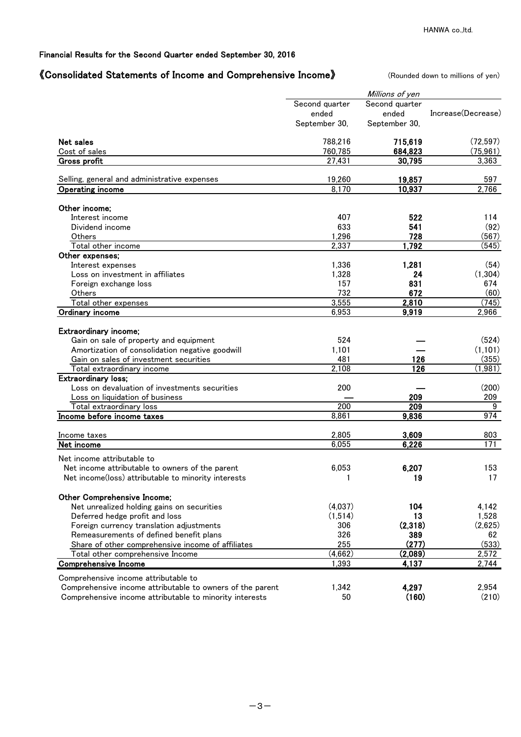Financial Results for the Second Quarter ended September 30, 2016

## 《Consolidated Statements of Income and Comprehensive Income》

(Rounded down to millions of yen)

| | *Millions of yen* | | |
|---|---|---|---|
| | Second quarter ended September 30, | Second quarter ended September 30, | Increase(Decrease) |
| **Net sales** | 788,216 | **715,619** | (72,597) |
| Cost of sales | 760,785 | **684,823** | (75,961) |
| **Gross profit** | 27,431 | **30,795** | 3,363 |
| Selling, general and administrative expenses | 19,260 | **19,857** | 597 |
| **Operating income** | 8,170 | **10,937** | 2,766 |
| **Other income;** | | | |
| Interest income | 407 | **522** | 114 |
| Dividend income | 633 | **541** | (92) |
| Others | 1,296 | **728** | (567) |
| Total other income | 2,337 | **1,792** | (545) |
| **Other expenses;** | | | |
| Interest expenses | 1,336 | **1,281** | (54) |
| Loss on investment in affiliates | 1,328 | **24** | (1,304) |
| Foreign exchange loss | 157 | **831** | 674 |
| Others | 732 | **672** | (60) |
| Total other expenses | 3,555 | **2,810** | (745) |
| **Ordinary income** | 6,953 | **9,919** | 2,966 |
| **Extraordinary income;** | | | |
| Gain on sale of property and equipment | 524 | **—** | (524) |
| Amortization of consolidation negative goodwill | 1,101 | **—** | (1,101) |
| Gain on sales of investment securities | 481 | **126** | (355) |
| Total extraordinary income | 2,108 | **126** | (1,981) |
| **Extraordinary loss;** | | | |
| Loss on devaluation of investments securities | 200 | **—** | (200) |
| Loss on liquidation of business | — | **209** | 209 |
| Total extraordinary loss | 200 | **209** | 9 |
| **Income before income taxes** | 8,861 | **9,836** | 974 |
| Income taxes | 2,805 | **3,609** | 803 |
| **Net income** | 6,055 | **6,226** | 171 |
| Net income attributable to | | | |
| Net income attributable to owners of the parent | 6,053 | **6,207** | 153 |
| Net income(loss) attributable to minority interests | 1 | **19** | 17 |
| **Other Comprehensive Income;** | | | |
| Net unrealized holding gains on securities | (4,037) | **104** | 4,142 |
| Deferred hedge profit and loss | (1,514) | **13** | 1,528 |
| Foreign currency translation adjustments | 306 | **(2,318)** | (2,625) |
| Remeasurements of defined benefit plans | 326 | **389** | 62 |
| Share of other comprehensive income of affiliates | 255 | **(277)** | (533) |
| Total other comprehensive Income | (4,662) | **(2,089)** | 2,572 |
| **Comprehensive Income** | 1,393 | **4,137** | 2,744 |
| Comprehensive income attributable to | | | |
| Comprehensive income attributable to owners of the parent | 1,342 | **4,297** | 2,954 |
| Comprehensive income attributable to minority interests | 50 | **(160)** | (210) |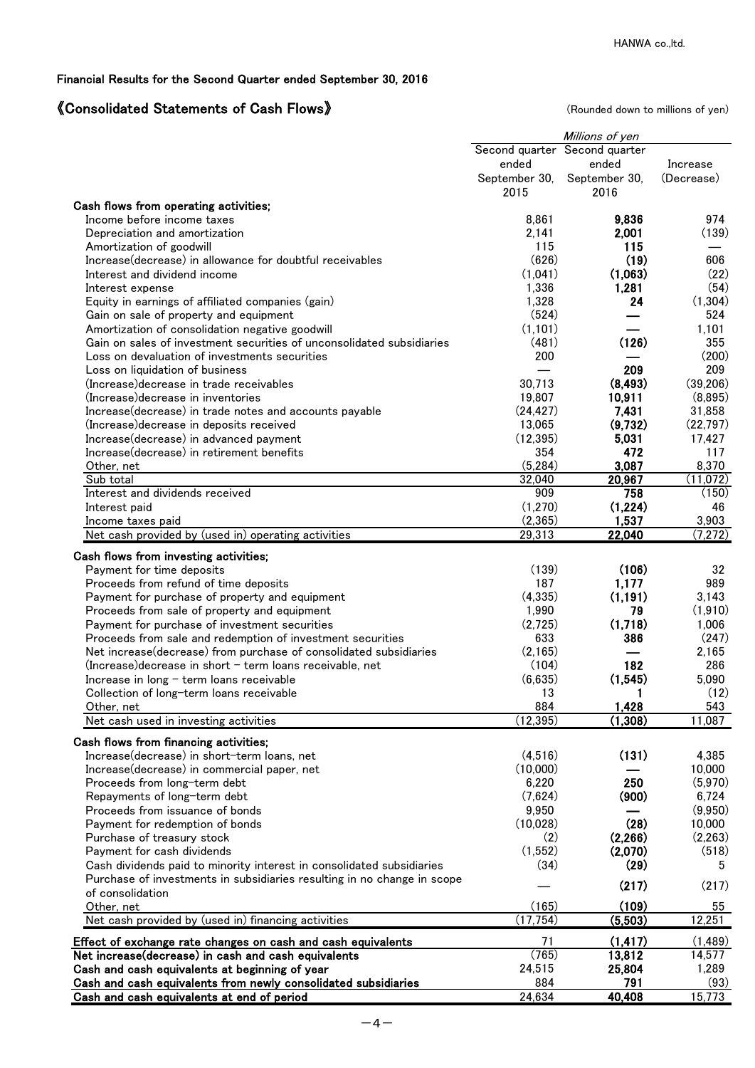Financial Results for the Second Quarter ended September 30, 2016

## 《Consolidated Statements of Cash Flows》

(Rounded down to millions of yen)

| | *Millions of yen* | | |
|---|---|---|---|
| | Second quarter ended September 30, 2015 | Second quarter ended September 30, 2016 | Increase (Decrease) |
| **Cash flows from operating activities;** | | | |
| Income before income taxes | 8,861 | **9,836** | 974 |
| Depreciation and amortization | 2,141 | **2,001** | (139) |
| Amortization of goodwill | 115 | **115** | — |
| Increase(decrease) in allowance for doubtful receivables | (626) | **(19)** | 606 |
| Interest and dividend income | (1,041) | **(1,063)** | (22) |
| Interest expense | 1,336 | **1,281** | (54) |
| Equity in earnings of affiliated companies (gain) | 1,328 | **24** | (1,304) |
| Gain on sale of property and equipment | (524) | **—** | 524 |
| Amortization of consolidation negative goodwill | (1,101) | **—** | 1,101 |
| Gain on sales of investment securities of unconsolidated subsidiaries | (481) | **(126)** | 355 |
| Loss on devaluation of investments securities | 200 | **—** | (200) |
| Loss on liquidation of business | — | **209** | 209 |
| (Increase)decrease in trade receivables | 30,713 | **(8,493)** | (39,206) |
| (Increase)decrease in inventories | 19,807 | **10,911** | (8,895) |
| Increase(decrease) in trade notes and accounts payable | (24,427) | **7,431** | 31,858 |
| (Increase)decrease in deposits received | 13,065 | **(9,732)** | (22,797) |
| Increase(decrease) in advanced payment | (12,395) | **5,031** | 17,427 |
| Increase(decrease) in retirement benefits | 354 | **472** | 117 |
| Other, net | (5,284) | **3,087** | 8,370 |
| Sub total | 32,040 | **20,967** | (11,072) |
| Interest and dividends received | 909 | **758** | (150) |
| Interest paid | (1,270) | **(1,224)** | 46 |
| Income taxes paid | (2,365) | **1,537** | 3,903 |
| Net cash provided by (used in) operating activities | 29,313 | **22,040** | (7,272) |
| **Cash flows from investing activities;** | | | |
| Payment for time deposits | (139) | **(106)** | 32 |
| Proceeds from refund of time deposits | 187 | **1,177** | 989 |
| Payment for purchase of property and equipment | (4,335) | **(1,191)** | 3,143 |
| Proceeds from sale of property and equipment | 1,990 | **79** | (1,910) |
| Payment for purchase of investment securities | (2,725) | **(1,718)** | 1,006 |
| Proceeds from sale and redemption of investment securities | 633 | **386** | (247) |
| Net increase(decrease) from purchase of consolidated subsidiaries | (2,165) | **—** | 2,165 |
| (Increase)decrease in short – term loans receivable, net | (104) | **182** | 286 |
| Increase in long – term loans receivable | (6,635) | **(1,545)** | 5,090 |
| Collection of long-term loans receivable | 13 | **1** | (12) |
| Other, net | 884 | **1,428** | 543 |
| Net cash used in investing activities | (12,395) | **(1,308)** | 11,087 |
| **Cash flows from financing activities;** | | | |
| Increase(decrease) in short-term loans, net | (4,516) | **(131)** | 4,385 |
| Increase(decrease) in commercial paper, net | (10,000) | **—** | 10,000 |
| Proceeds from long-term debt | 6,220 | **250** | (5,970) |
| Repayments of long-term debt | (7,624) | **(900)** | 6,724 |
| Proceeds from issuance of bonds | 9,950 | **—** | (9,950) |
| Payment for redemption of bonds | (10,028) | **(28)** | 10,000 |
| Purchase of treasury stock | (2) | **(2,266)** | (2,263) |
| Payment for cash dividends | (1,552) | **(2,070)** | (518) |
| Cash dividends paid to minority interest in consolidated subsidiaries | (34) | **(29)** | 5 |
| Purchase of investments in subsidiaries resulting in no change in scope of consolidation | — | **(217)** | (217) |
| Other, net | (165) | **(109)** | 55 |
| Net cash provided by (used in) financing activities | (17,754) | **(5,503)** | 12,251 |
| **Effect of exchange rate changes on cash and cash equivalents** | 71 | **(1,417)** | (1,489) |
| **Net increase(decrease) in cash and cash equivalents** | (765) | **13,812** | 14,577 |
| **Cash and cash equivalents at beginning of year** | 24,515 | **25,804** | 1,289 |
| **Cash and cash equivalents from newly consolidated subsidiaries** | 884 | **791** | (93) |
| **Cash and cash equivalents at end of period** | 24,634 | **40,408** | 15,773 |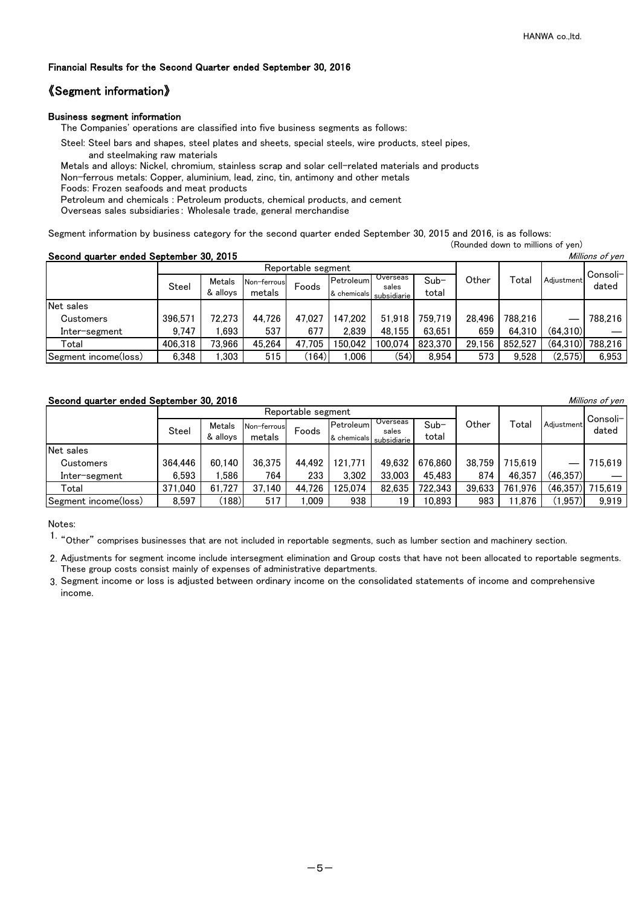Financial Results for the Second Quarter ended September 30, 2016

## 《Segment information》

### Business segment information

The Companies' operations are classified into five business segments as follows:

Steel: Steel bars and shapes, steel plates and sheets, special steels, wire products, steel pipes, and steelmaking raw materials

Metals and alloys: Nickel, chromium, stainless scrap and solar cell-related materials and products

Non-ferrous metals: Copper, aluminium, lead, zinc, tin, antimony and other metals

Foods: Frozen seafoods and meat products

Petroleum and chemicals : Petroleum products, chemical products, and cement

Overseas sales subsidiaries : Wholesale trade, general merchandise

Segment information by business category for the second quarter ended September 30, 2015 and 2016, is as follows:

(Rounded down to millions of yen)

**Second quarter ended September 30, 2015**

*Millions of yen*

| | Reportable segment | | | | | | | Other | Total | Adjustment | Consoli-dated |
|---|---|---|---|---|---|---|---|---|---|---|---|
| | Steel | Metals & alloys | Non-ferrous metals | Foods | Petroleum & chemicals | Overseas sales subsidiarie | Sub-total | | | | |
| Net sales | | | | | | | | | | | |
| Customers | 396,571 | 72,273 | 44,726 | 47,027 | 147,202 | 51,918 | 759,719 | 28,496 | 788,216 | — | 788,216 |
| Inter-segment | 9,747 | 1,693 | 537 | 677 | 2,839 | 48,155 | 63,651 | 659 | 64,310 | (64,310) | — |
| Total | 406,318 | 73,966 | 45,264 | 47,705 | 150,042 | 100,074 | 823,370 | 29,156 | 852,527 | (64,310) | 788,216 |
| Segment income(loss) | 6,348 | 1,303 | 515 | (164) | 1,006 | (54) | 8,954 | 573 | 9,528 | (2,575) | 6,953 |

**Second quarter ended September 30, 2016**

*Millions of yen*

| | Reportable segment | | | | | | | Other | Total | Adjustment | Consoli-dated |
|---|---|---|---|---|---|---|---|---|---|---|---|
| | Steel | Metals & alloys | Non-ferrous metals | Foods | Petroleum & chemicals | Overseas sales subsidiarie | Sub-total | | | | |
| Net sales | | | | | | | | | | | |
| Customers | 364,446 | 60,140 | 36,375 | 44,492 | 121,771 | 49,632 | 676,860 | 38,759 | 715,619 | — | 715,619 |
| Inter-segment | 6,593 | 1,586 | 764 | 233 | 3,302 | 33,003 | 45,483 | 874 | 46,357 | (46,357) | — |
| Total | 371,040 | 61,727 | 37,140 | 44,726 | 125,074 | 82,635 | 722,343 | 39,633 | 761,976 | (46,357) | 715,619 |
| Segment income(loss) | 8,597 | (188) | 517 | 1,009 | 938 | 19 | 10,893 | 983 | 11,876 | (1,957) | 9,919 |

Notes:

1. "Other" comprises businesses that are not included in reportable segments, such as lumber section and machinery section.
2. Adjustments for segment income include intersegment elimination and Group costs that have not been allocated to reportable segments. These group costs consist mainly of expenses of administrative departments.
3. Segment income or loss is adjusted between ordinary income on the consolidated statements of income and comprehensive income.